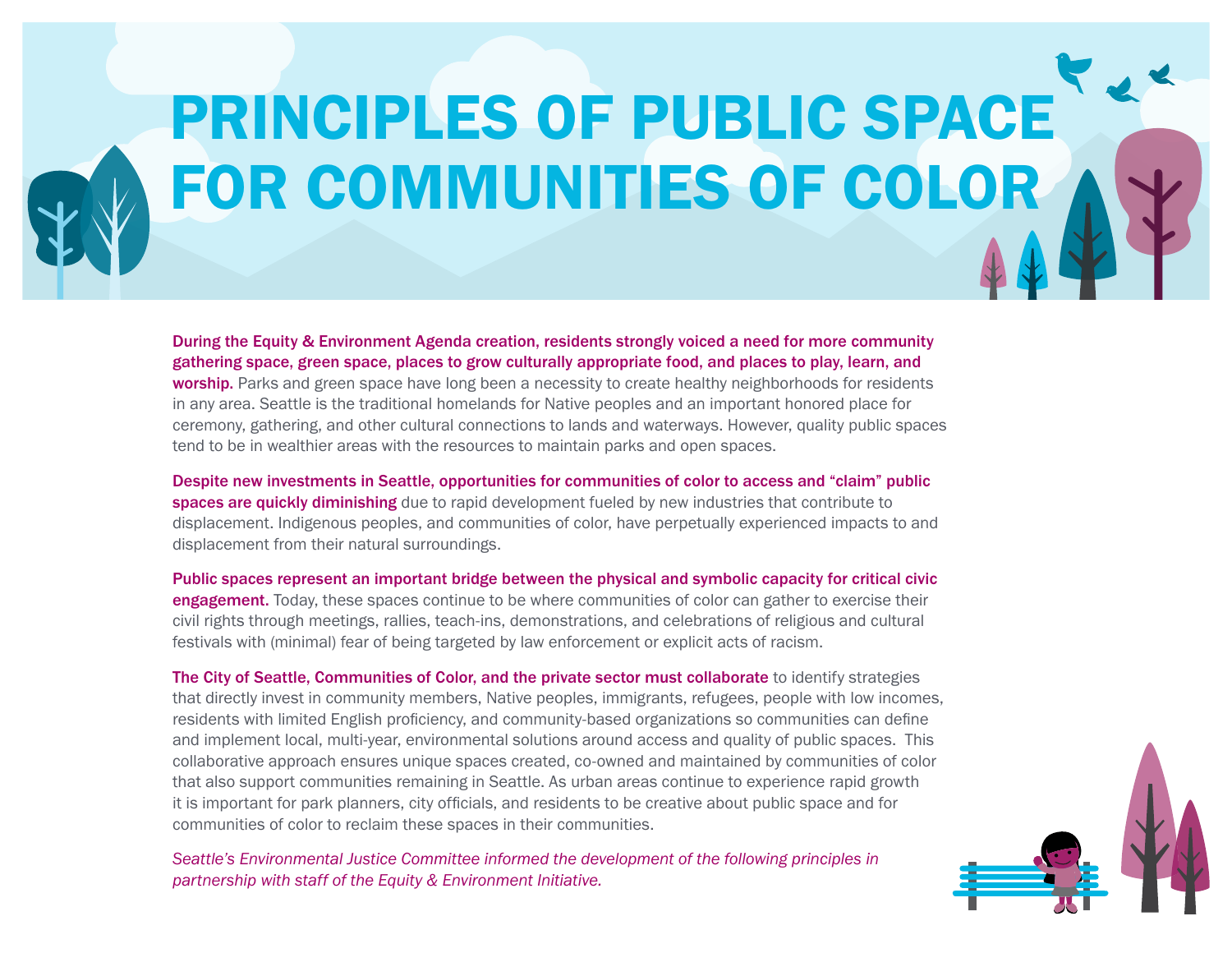# PRINCIPLES OF PUBLIC SPACE FOR COMMUNITIES OF COLOR

**During the Equity & Environment Agenda creation, residents strongly voiced a need for more community gathering space, green space, places to grow culturally appropriate food, and places to play, learn, and worship.** Parks and green space have long been a necessity to create healthy neighborhoods for residents in any area. Seattle is the traditional homelands for Native peoples and an important honored place for ceremony, gathering, and other cultural connections to lands and waterways. However, quality public spaces tend to be in wealthier areas with the resources to maintain parks and open spaces.

**Despite new investments in Seattle, opportunities for communities of color to access and "claim" public spaces are quickly diminishing** due to rapid development fueled by new industries that contribute to displacement. Indigenous peoples, and communities of color, have perpetually experienced impacts to and displacement from their natural surroundings.

**Public spaces represent an important bridge between the physical and symbolic capacity for critical civic engagement.** Today, these spaces continue to be where communities of color can gather to exercise their civil rights through meetings, rallies, teach-ins, demonstrations, and celebrations of religious and cultural festivals with (minimal) fear of being targeted by law enforcement or explicit acts of racism.

**The City of Seattle, Communities of Color, and the private sector must collaborate** to identify strategies that directly invest in community members, Native peoples, immigrants, refugees, people with low incomes, residents with limited English proficiency, and community-based organizations so communities can define and implement local, multi-year, environmental solutions around access and quality of public spaces. This collaborative approach ensures unique spaces created, co-owned and maintained by communities of color that also support communities remaining in Seattle. As urban areas continue to experience rapid growth it is important for park planners, city officials, and residents to be creative about public space and for communities of color to reclaim these spaces in their communities.

*Seattle's Environmental Justice Committee informed the development of the following principles in partnership with staff of the Equity & Environment Initiative.*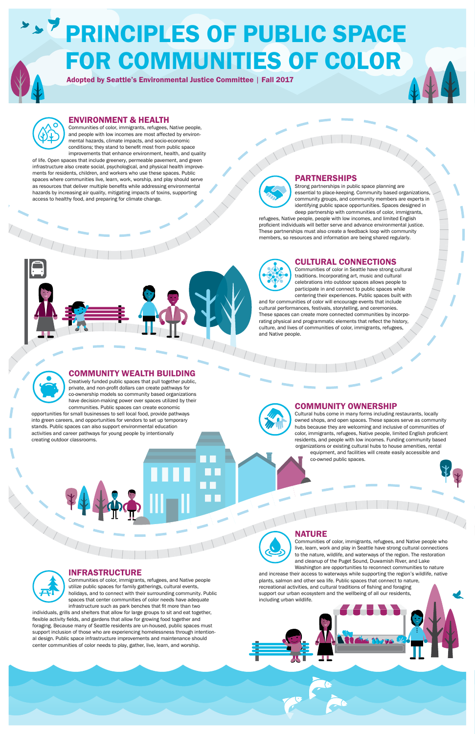# PRINCIPLES OF PUBLIC SPACE FOR COMMUNITIES OF COLOR

**Adopted by Seattle's Environmental Justice Committee | Fall 2017**

## ENVIRONMENT & HEALTH

Communities of color, immigrants, refugees, Native people, and people with low incomes are most affected by environmental hazards, climate impacts, and socio-economic conditions; they stand to benefit most from public space improvements that enhance environment, health, and quality of life. Open spaces that include greenery, permeable pavement, and green infrastructure also create social, psychological, and physical health improvements for residents, children, and workers who use these spaces. Public spaces where communities live, learn, work, worship, and play should serve as resources that deliver multiple benefits while addressing environmental hazards by increasing air quality, mitigating impacts of toxins, supporting access to healthy food, and preparing for climate change.

## PARTNERSHIPS

Strong partnerships in public space planning are essential to place-keeping. Community based organizations, community groups, and community members are experts in identifying public space opportunities. Spaces designed in deep partnership with communities of color, immigrants, refugees, Native people, people with low incomes, and limited English proficient individuals will better serve and advance environmental justice. These partnerships must also create a feedback loop with community members, so resources and information are being shared regularly.

## CULTURAL CONNECTIONS

Communities of color in Seattle have strong cultural traditions. Incorporating art, music and cultural celebrations into outdoor spaces allows people to participate in and connect to public spaces while centering their experiences. Public spaces built with and for communities of color will encourage events that include cultural performances, festivals, storytelling, and ceremonies. These spaces can create more connected communities by incorporating physical and programmatic elements that reflect the history, culture, and lives of communities of color, immigrants, refugees, and Native people.

## COMMUNITY WEALTH BUILDING

Creatively funded public spaces that pull together public, private, and non-profit dollars can create pathways for co-ownership models so community based organizations have decision-making power over spaces utilized by their communities. Public spaces can create economic opportunities for small businesses to sell local food, provide pathways into green careers, and opportunities for vendors to set up temporary stands. Public spaces can also support environmental education activities and career pathways for young people by intentionally creating outdoor classrooms.

## COMMUNITY OWNERSHIP

Cultural hubs come in many forms including restaurants, locally owned shops, and open spaces. These spaces serve as community hubs because they are welcoming and inclusive of communities of color, immigrants, refugees, Native people, limited English proficient residents, and people with low incomes. Funding community based organizations or existing cultural hubs to house amenities, rental equipment, and facilities will create easily accessible and co-owned public spaces.

## NATURE

Communities of color, immigrants, refugees, and Native people who live, learn, work and play in Seattle have strong cultural connections to the nature, wildlife, and waterways of the region. The restoration and cleanup of the Puget Sound, Duwamish River, and Lake Washington are opportunities to reconnect communities to nature and increase their access to waterways while supporting the region's wildlife, native plants, salmon and other sea life. Public spaces that connect to nature, recreational activities, and cultural traditions of fishing and foraging support our urban ecosystem and the wellbeing of all our residents, including urban wildlife.

## INFRASTRUCTURE

Communities of color, immigrants, refugees, and Native people utilize public spaces for family gatherings, cultural events, holidays, and to connect with their surrounding community. Public spaces that center communities of color needs have adequate infrastructure such as park benches that fit more than two individuals, grills and shelters that allow for large groups to sit and eat together, flexible activity fields, and gardens that allow for growing food together and foraging. Because many of Seattle residents are un-housed, public spaces must support inclusion of those who are experiencing homelessness through intentional design. Public space infrastructure improvements and maintenance should center communities of color needs to play, gather, live, learn, and worship.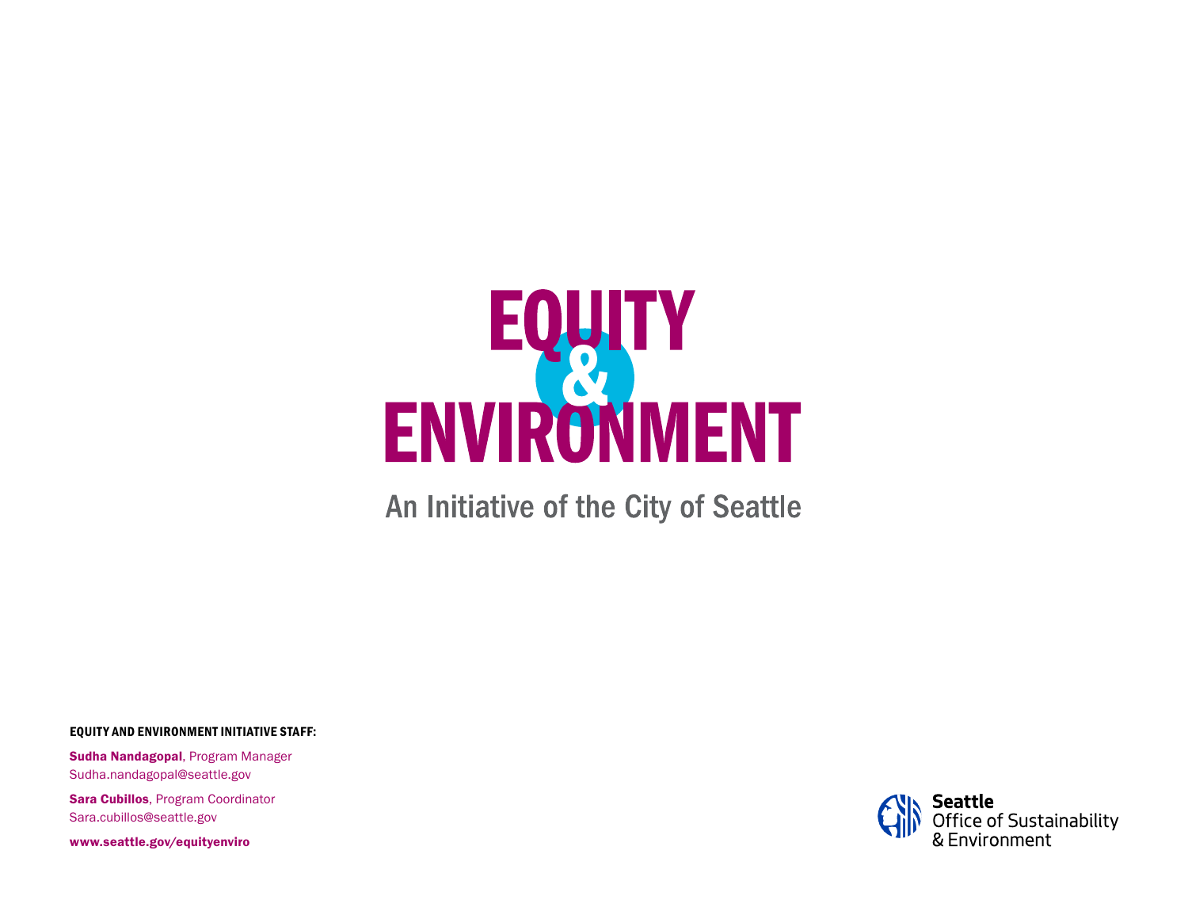# EQUITY & ENVIRONMENT

An Initiative of the City of Seattle

**EQUITY AND ENVIRONMENT INITIATIVE STAFF:**

**Sudha Nandagopal**, Program Manager
Sudha.nandagopal@seattle.gov

**Sara Cubillos**, Program Coordinator
Sara.cubillos@seattle.gov

**www.seattle.gov/equityenviro**

**Seattle**
Office of Sustainability & Environment